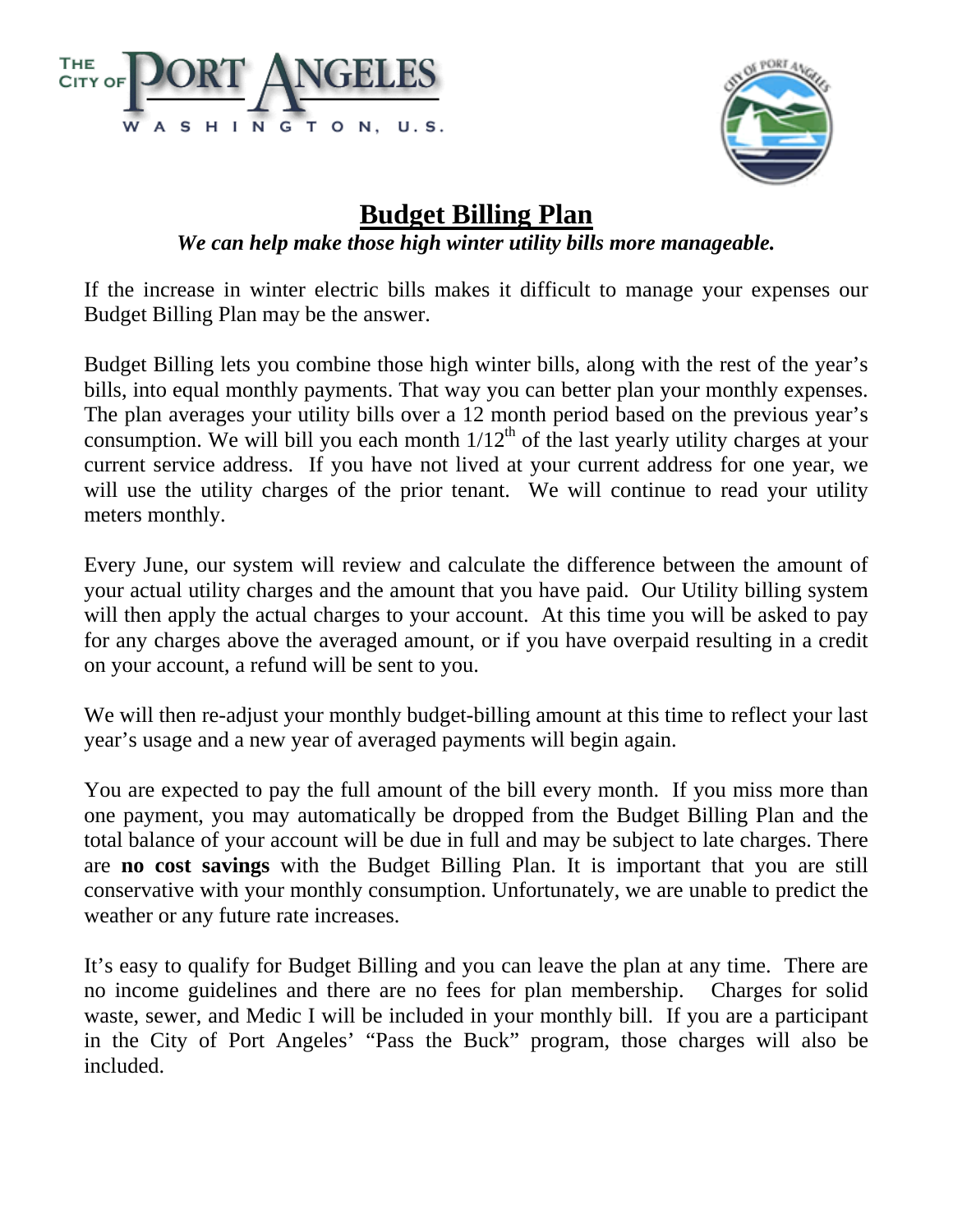THE CITY OF PORT ANGELES

WASHINGTON, U.S.

# Budget Billing Plan

***We can help make those high winter utility bills more manageable.***

If the increase in winter electric bills makes it difficult to manage your expenses our Budget Billing Plan may be the answer.

Budget Billing lets you combine those high winter bills, along with the rest of the year's bills, into equal monthly payments. That way you can better plan your monthly expenses. The plan averages your utility bills over a 12 month period based on the previous year's consumption. We will bill you each month 1/12$^{th}$ of the last yearly utility charges at your current service address. If you have not lived at your current address for one year, we will use the utility charges of the prior tenant. We will continue to read your utility meters monthly.

Every June, our system will review and calculate the difference between the amount of your actual utility charges and the amount that you have paid. Our Utility billing system will then apply the actual charges to your account. At this time you will be asked to pay for any charges above the averaged amount, or if you have overpaid resulting in a credit on your account, a refund will be sent to you.

We will then re-adjust your monthly budget-billing amount at this time to reflect your last year's usage and a new year of averaged payments will begin again.

You are expected to pay the full amount of the bill every month. If you miss more than one payment, you may automatically be dropped from the Budget Billing Plan and the total balance of your account will be due in full and may be subject to late charges. There are **no cost savings** with the Budget Billing Plan. It is important that you are still conservative with your monthly consumption. Unfortunately, we are unable to predict the weather or any future rate increases.

It's easy to qualify for Budget Billing and you can leave the plan at any time. There are no income guidelines and there are no fees for plan membership. Charges for solid waste, sewer, and Medic I will be included in your monthly bill. If you are a participant in the City of Port Angeles' "Pass the Buck" program, those charges will also be included.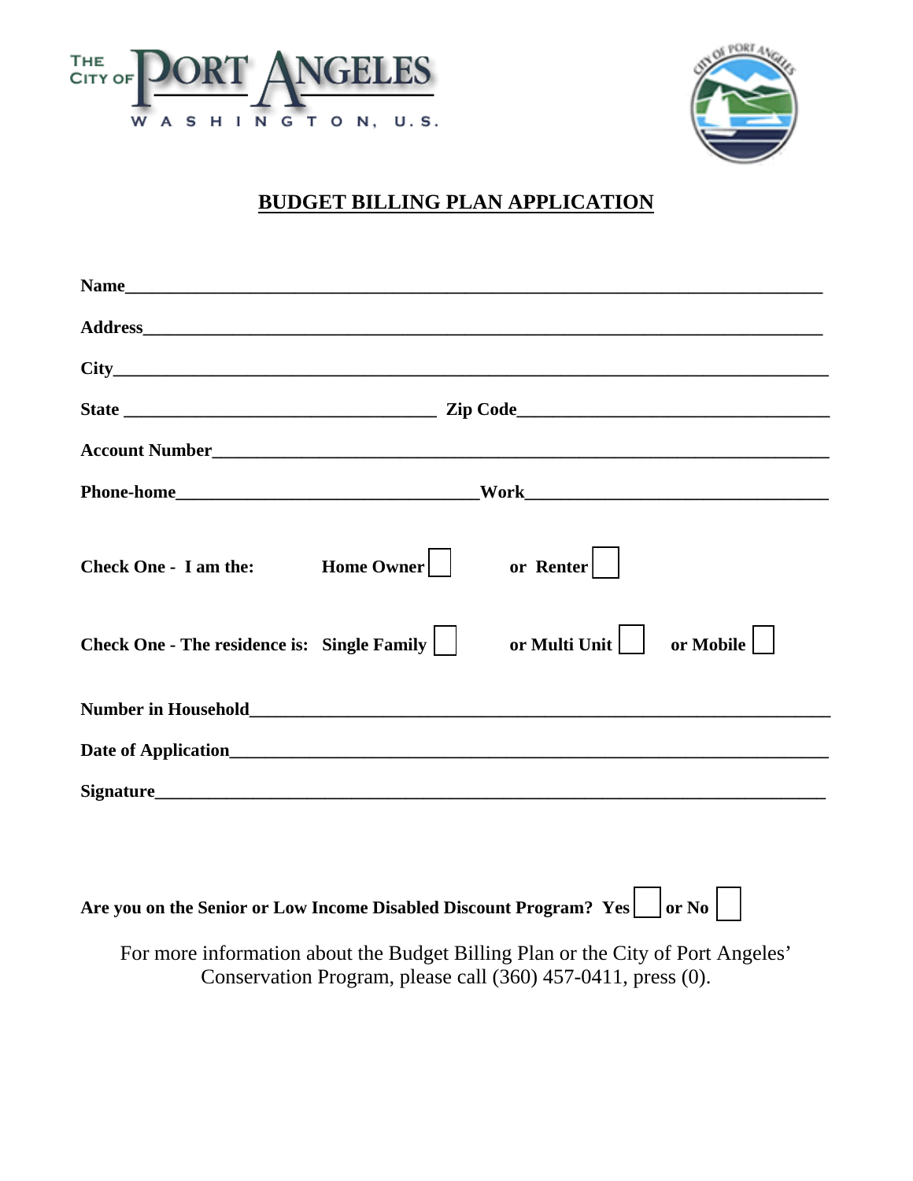THE CITY OF PORT ANGELES
WASHINGTON, U.S.

## BUDGET BILLING PLAN APPLICATION

**Name**\_\_\_\_\_\_\_\_\_\_\_\_\_\_\_\_\_\_\_\_\_\_\_\_\_\_\_\_\_\_\_\_\_\_\_\_\_\_\_\_\_\_\_\_\_\_\_\_\_\_\_\_\_\_\_\_\_\_\_\_

**Address**\_\_\_\_\_\_\_\_\_\_\_\_\_\_\_\_\_\_\_\_\_\_\_\_\_\_\_\_\_\_\_\_\_\_\_\_\_\_\_\_\_\_\_\_\_\_\_\_\_\_\_\_\_\_\_\_\_\_

**City**\_\_\_\_\_\_\_\_\_\_\_\_\_\_\_\_\_\_\_\_\_\_\_\_\_\_\_\_\_\_\_\_\_\_\_\_\_\_\_\_\_\_\_\_\_\_\_\_\_\_\_\_\_\_\_\_\_\_\_\_\_

**State** \_\_\_\_\_\_\_\_\_\_\_\_\_\_\_\_\_\_\_\_\_\_\_\_\_\_\_\_ **Zip Code**\_\_\_\_\_\_\_\_\_\_\_\_\_\_\_\_\_\_\_\_\_\_\_\_\_\_\_\_

**Account Number**\_\_\_\_\_\_\_\_\_\_\_\_\_\_\_\_\_\_\_\_\_\_\_\_\_\_\_\_\_\_\_\_\_\_\_\_\_\_\_\_\_\_\_\_\_\_\_\_\_\_\_\_\_

**Phone-home**\_\_\_\_\_\_\_\_\_\_\_\_\_\_\_\_\_\_\_\_\_\_\_\_\_\_\_\_**Work**\_\_\_\_\_\_\_\_\_\_\_\_\_\_\_\_\_\_\_\_\_\_\_\_\_\_\_\_

**Check One - I am the:** **Home Owner** ☐ **or Renter** ☐

**Check One - The residence is:** **Single Family** ☐ **or Multi Unit** ☐ **or Mobile** ☐

**Number in Household**\_\_\_\_\_\_\_\_\_\_\_\_\_\_\_\_\_\_\_\_\_\_\_\_\_\_\_\_\_\_\_\_\_\_\_\_\_\_\_\_\_\_\_\_\_\_\_\_\_\_\_

**Date of Application**\_\_\_\_\_\_\_\_\_\_\_\_\_\_\_\_\_\_\_\_\_\_\_\_\_\_\_\_\_\_\_\_\_\_\_\_\_\_\_\_\_\_\_\_\_\_\_\_\_\_\_

**Signature**\_\_\_\_\_\_\_\_\_\_\_\_\_\_\_\_\_\_\_\_\_\_\_\_\_\_\_\_\_\_\_\_\_\_\_\_\_\_\_\_\_\_\_\_\_\_\_\_\_\_\_\_\_\_\_\_\_\_\_

**Are you on the Senior or Low Income Disabled Discount Program? Yes** ☐ **or No** ☐

For more information about the Budget Billing Plan or the City of Port Angeles' Conservation Program, please call (360) 457-0411, press (0).